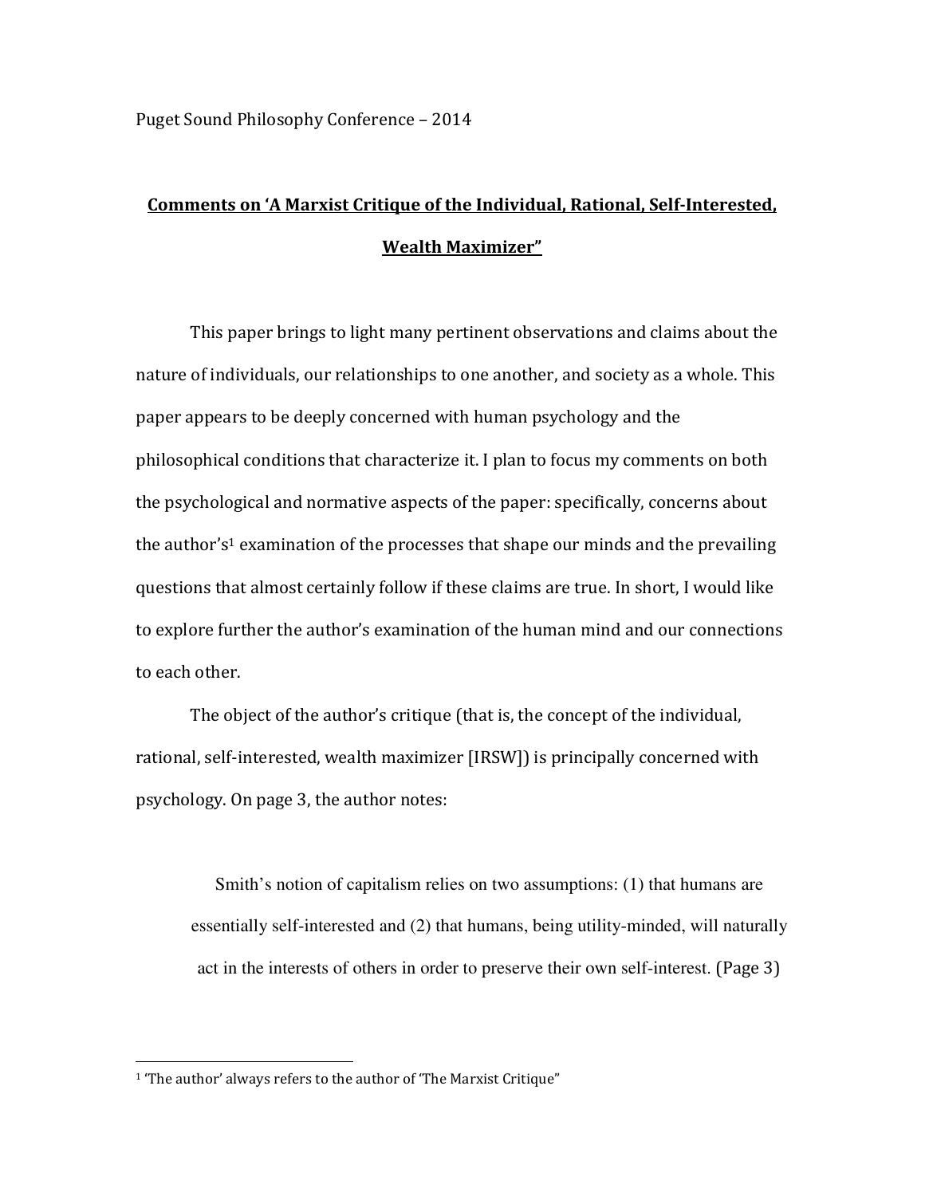Puget Sound Philosophy Conference – 2014

# Comments on 'A Marxist Critique of the Individual, Rational, Self-Interested, Wealth Maximizer"

This paper brings to light many pertinent observations and claims about the nature of individuals, our relationships to one another, and society as a whole. This paper appears to be deeply concerned with human psychology and the philosophical conditions that characterize it. I plan to focus my comments on both the psychological and normative aspects of the paper: specifically, concerns about the author's[1] examination of the processes that shape our minds and the prevailing questions that almost certainly follow if these claims are true. In short, I would like to explore further the author's examination of the human mind and our connections to each other.

The object of the author's critique (that is, the concept of the individual, rational, self-interested, wealth maximizer [IRSW]) is principally concerned with psychology. On page 3, the author notes:

> Smith's notion of capitalism relies on two assumptions: (1) that humans are essentially self-interested and (2) that humans, being utility-minded, will naturally act in the interests of others in order to preserve their own self-interest. (Page 3)

[1] 'The author' always refers to the author of 'The Marxist Critique"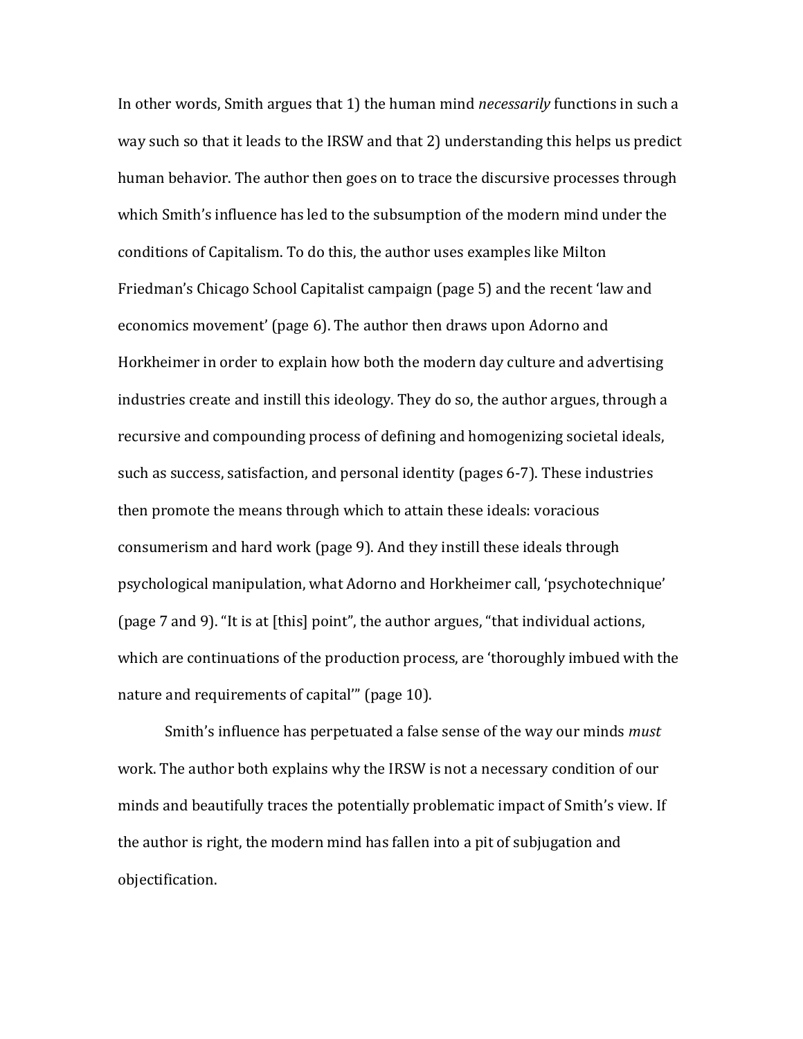In other words, Smith argues that 1) the human mind *necessarily* functions in such a way such so that it leads to the IRSW and that 2) understanding this helps us predict human behavior. The author then goes on to trace the discursive processes through which Smith's influence has led to the subsumption of the modern mind under the conditions of Capitalism. To do this, the author uses examples like Milton Friedman's Chicago School Capitalist campaign (page 5) and the recent 'law and economics movement' (page 6). The author then draws upon Adorno and Horkheimer in order to explain how both the modern day culture and advertising industries create and instill this ideology. They do so, the author argues, through a recursive and compounding process of defining and homogenizing societal ideals, such as success, satisfaction, and personal identity (pages 6-7). These industries then promote the means through which to attain these ideals: voracious consumerism and hard work (page 9). And they instill these ideals through psychological manipulation, what Adorno and Horkheimer call, 'psychotechnique' (page 7 and 9). "It is at [this] point", the author argues, "that individual actions, which are continuations of the production process, are 'thoroughly imbued with the nature and requirements of capital'" (page 10).

Smith's influence has perpetuated a false sense of the way our minds *must* work. The author both explains why the IRSW is not a necessary condition of our minds and beautifully traces the potentially problematic impact of Smith's view. If the author is right, the modern mind has fallen into a pit of subjugation and objectification.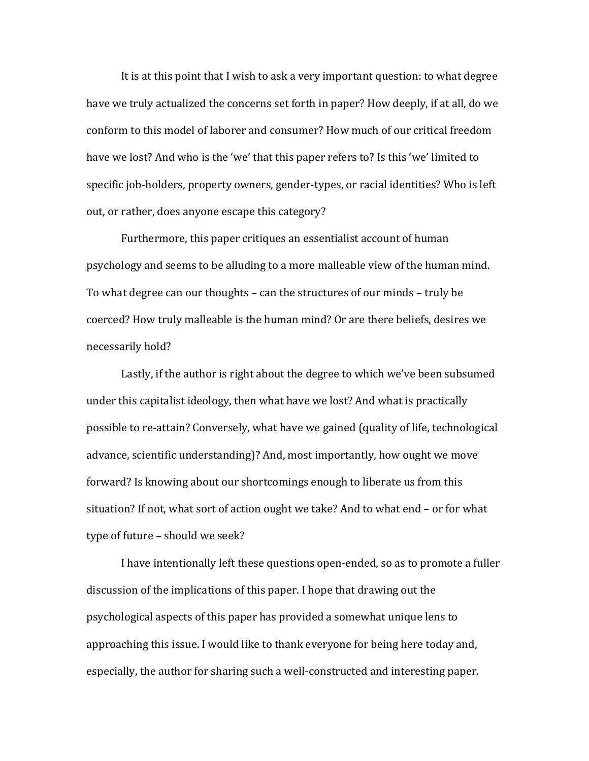It is at this point that I wish to ask a very important question: to what degree have we truly actualized the concerns set forth in paper? How deeply, if at all, do we conform to this model of laborer and consumer? How much of our critical freedom have we lost? And who is the 'we' that this paper refers to? Is this 'we' limited to specific job-holders, property owners, gender-types, or racial identities? Who is left out, or rather, does anyone escape this category?

Furthermore, this paper critiques an essentialist account of human psychology and seems to be alluding to a more malleable view of the human mind. To what degree can our thoughts – can the structures of our minds – truly be coerced? How truly malleable is the human mind? Or are there beliefs, desires we necessarily hold?

Lastly, if the author is right about the degree to which we've been subsumed under this capitalist ideology, then what have we lost? And what is practically possible to re-attain? Conversely, what have we gained (quality of life, technological advance, scientific understanding)? And, most importantly, how ought we move forward? Is knowing about our shortcomings enough to liberate us from this situation? If not, what sort of action ought we take? And to what end – or for what type of future – should we seek?

I have intentionally left these questions open-ended, so as to promote a fuller discussion of the implications of this paper. I hope that drawing out the psychological aspects of this paper has provided a somewhat unique lens to approaching this issue. I would like to thank everyone for being here today and, especially, the author for sharing such a well-constructed and interesting paper.